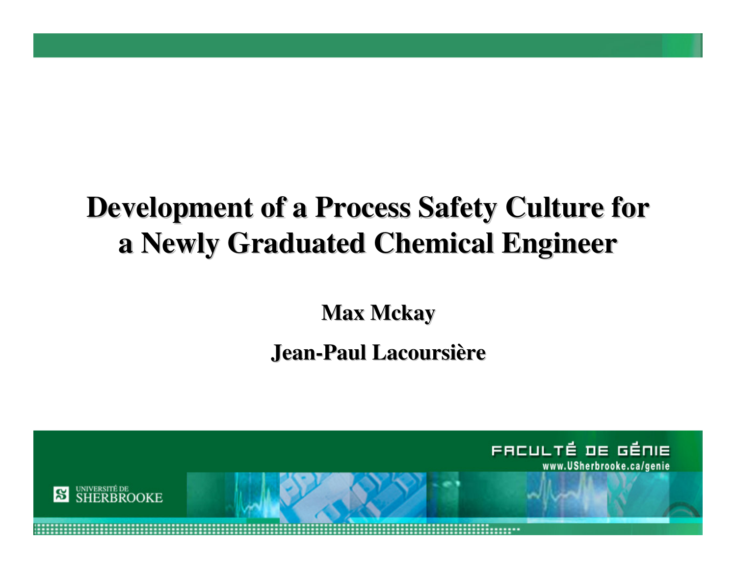# Development of a Process Safety Culture for a Newly Graduated Chemical Engineer

**Max Mckay**

**Jean-Paul Lacoursière**

UNIVERSITÉ DE SHERBROOKE

FACULTÉ DE GÉNIE

www.USherbrooke.ca/genie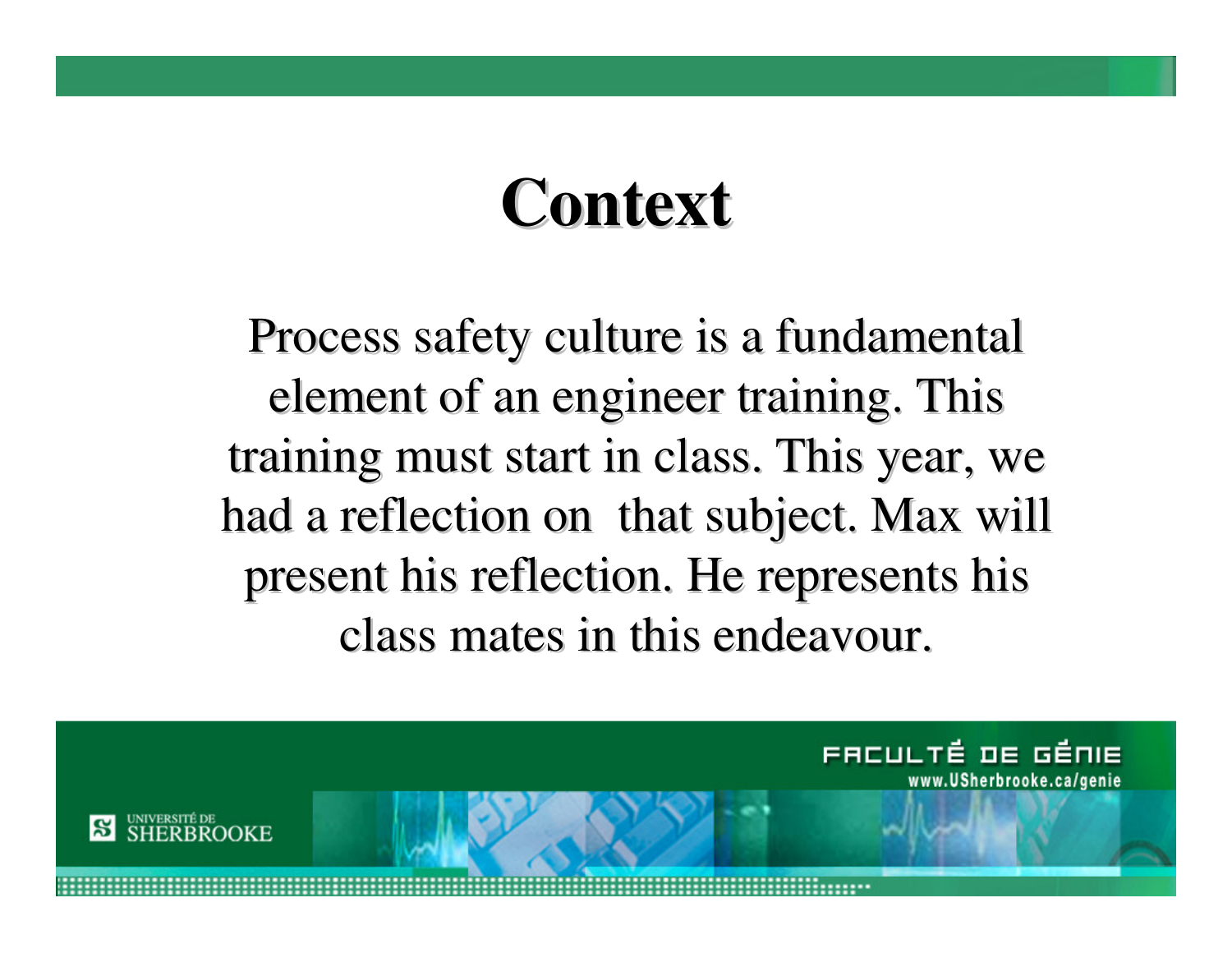# Context

Process safety culture is a fundamental element of an engineer training. This training must start in class. This year, we had a reflection on  that subject. Max will present his reflection. He represents his class mates in this endeavour.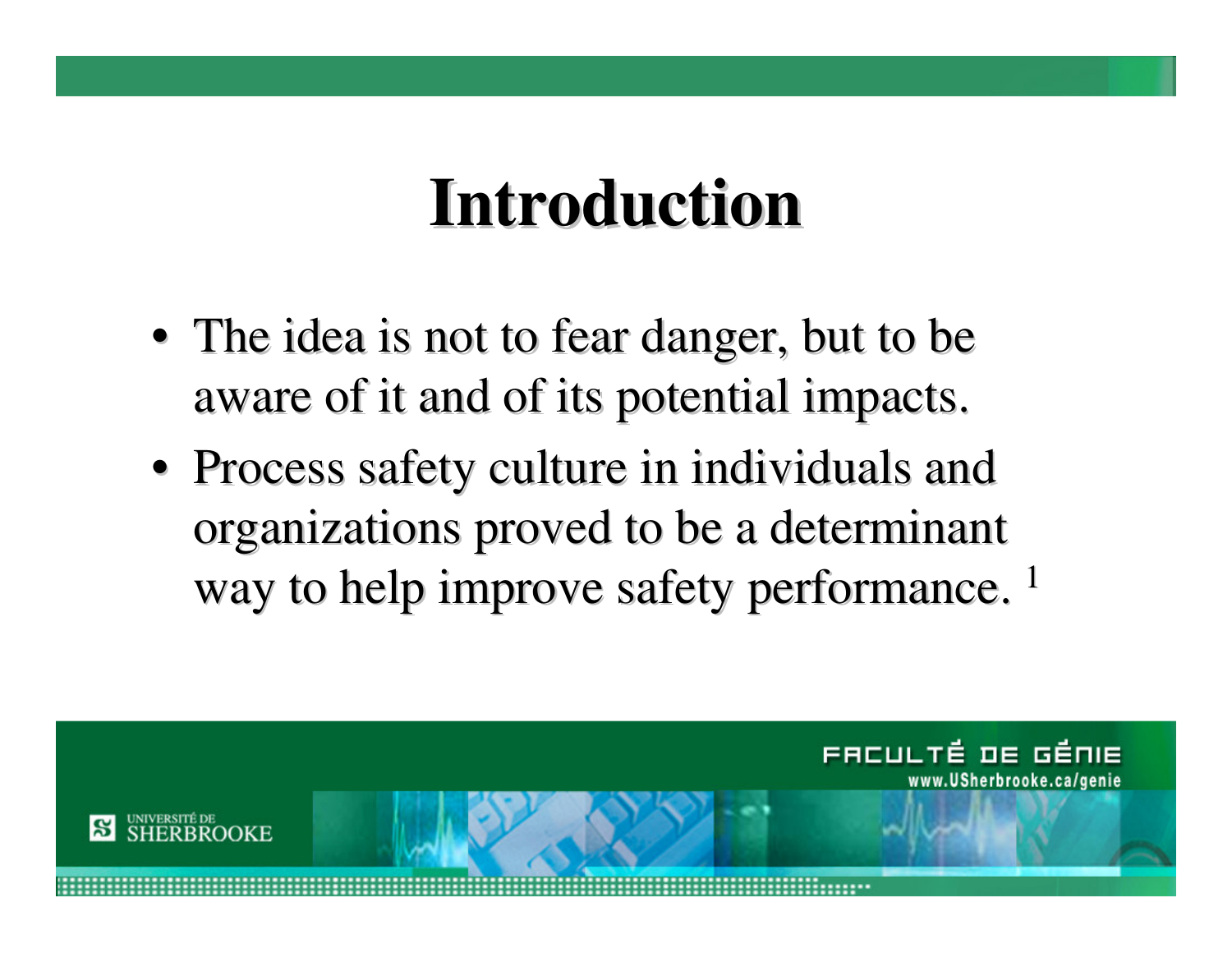# Introduction

- The idea is not to fear danger, but to be aware of it and of its potential impacts.
- Process safety culture in individuals and organizations proved to be a determinant way to help improve safety performance. [1]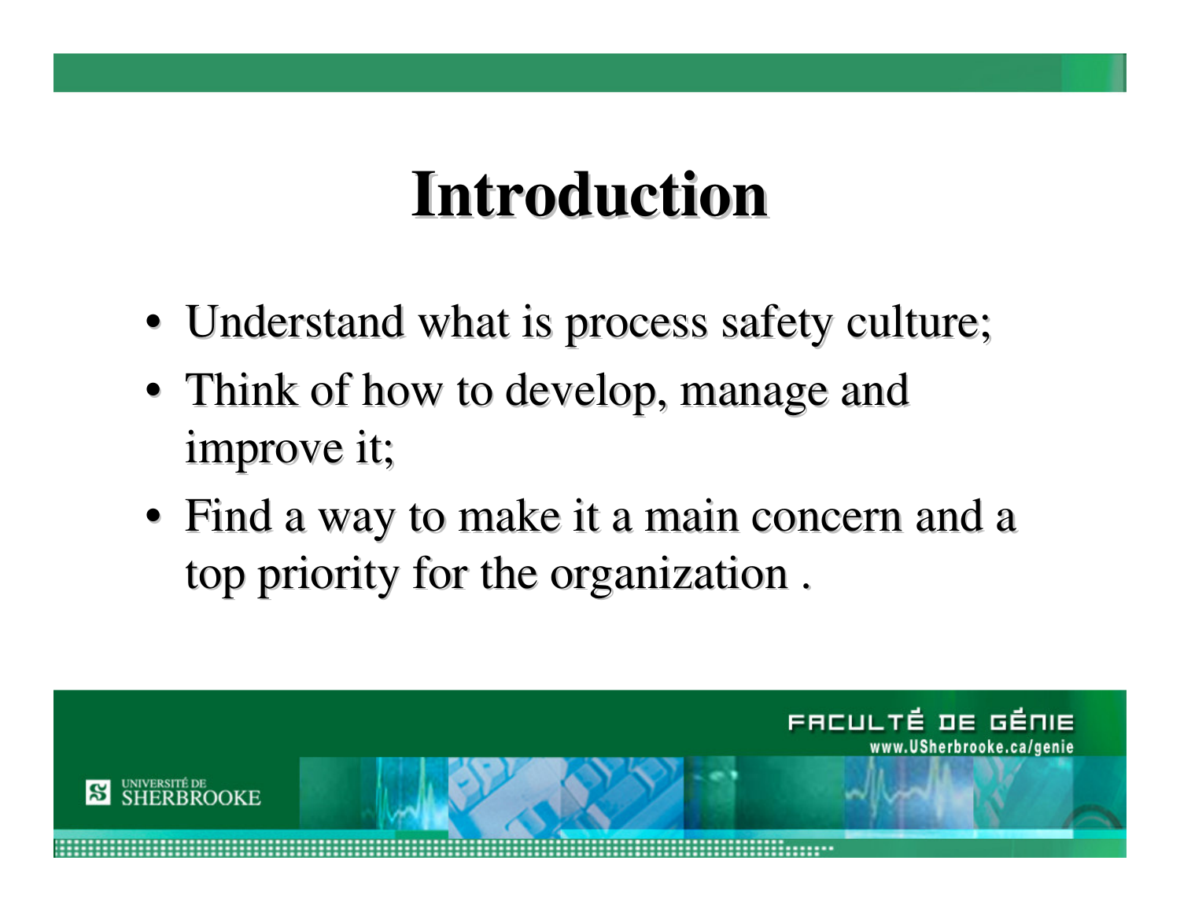# Introduction

- Understand what is process safety culture;
- Think of how to develop, manage and improve it;
- Find a way to make it a main concern and a top priority for the organization .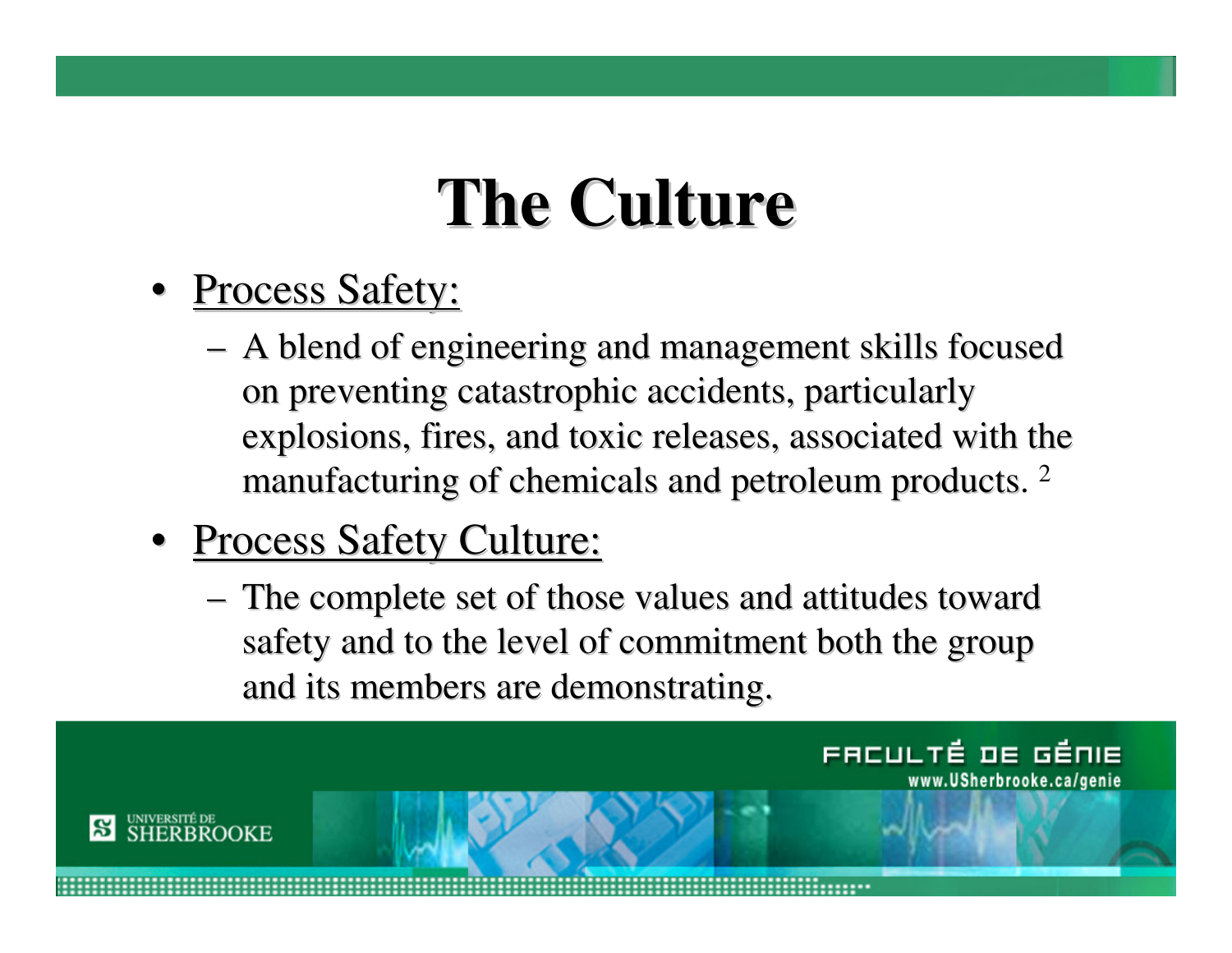# The Culture

- Process Safety:
  - A blend of engineering and management skills focused on preventing catastrophic accidents, particularly explosions, fires, and toxic releases, associated with the manufacturing of chemicals and petroleum products. [2]
- Process Safety Culture:
  - The complete set of those values and attitudes toward safety and to the level of commitment both the group and its members are demonstrating.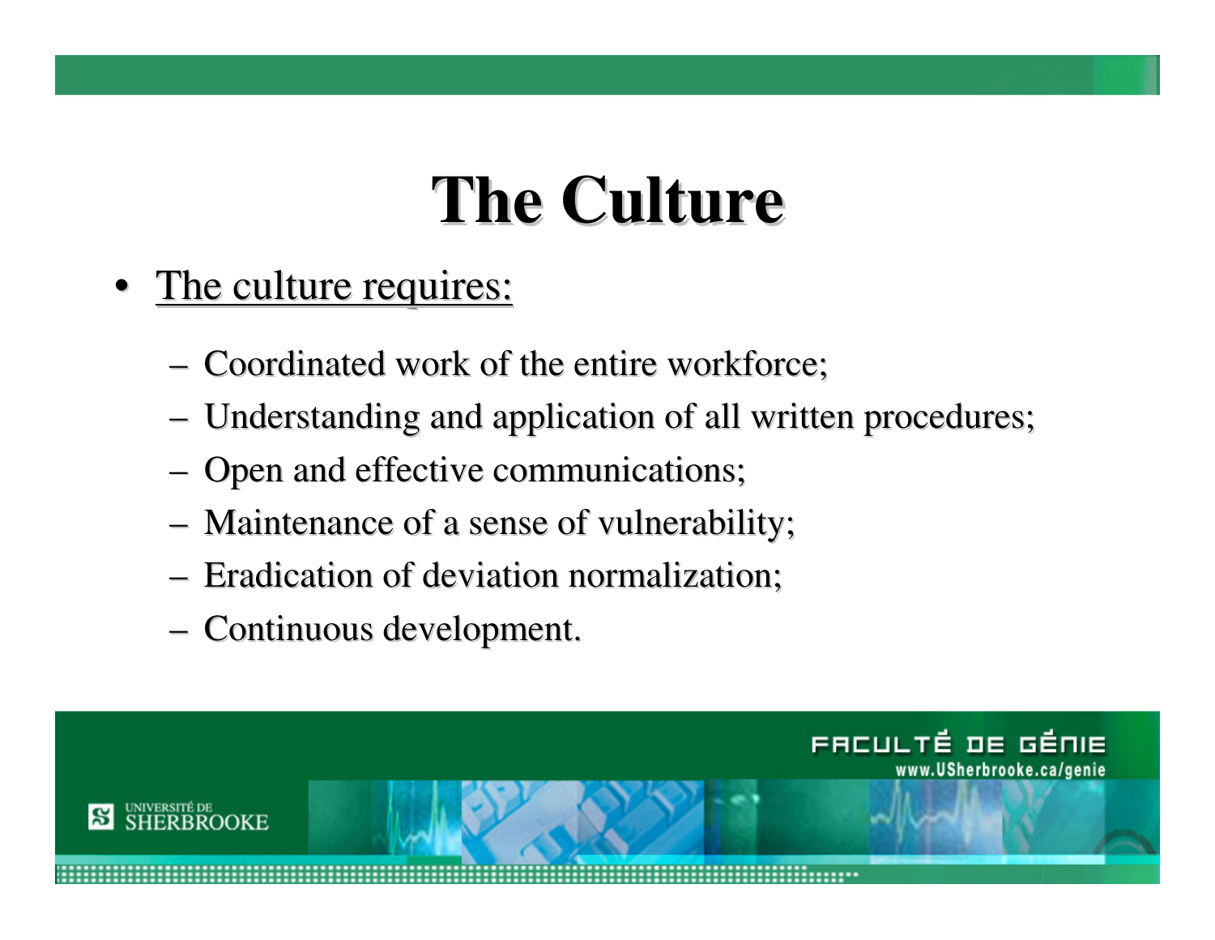# The Culture

- The culture requires:
  - Coordinated work of the entire workforce;
  - Understanding and application of all written procedures;
  - Open and effective communications;
  - Maintenance of a sense of vulnerability;
  - Eradication of deviation normalization;
  - Continuous development.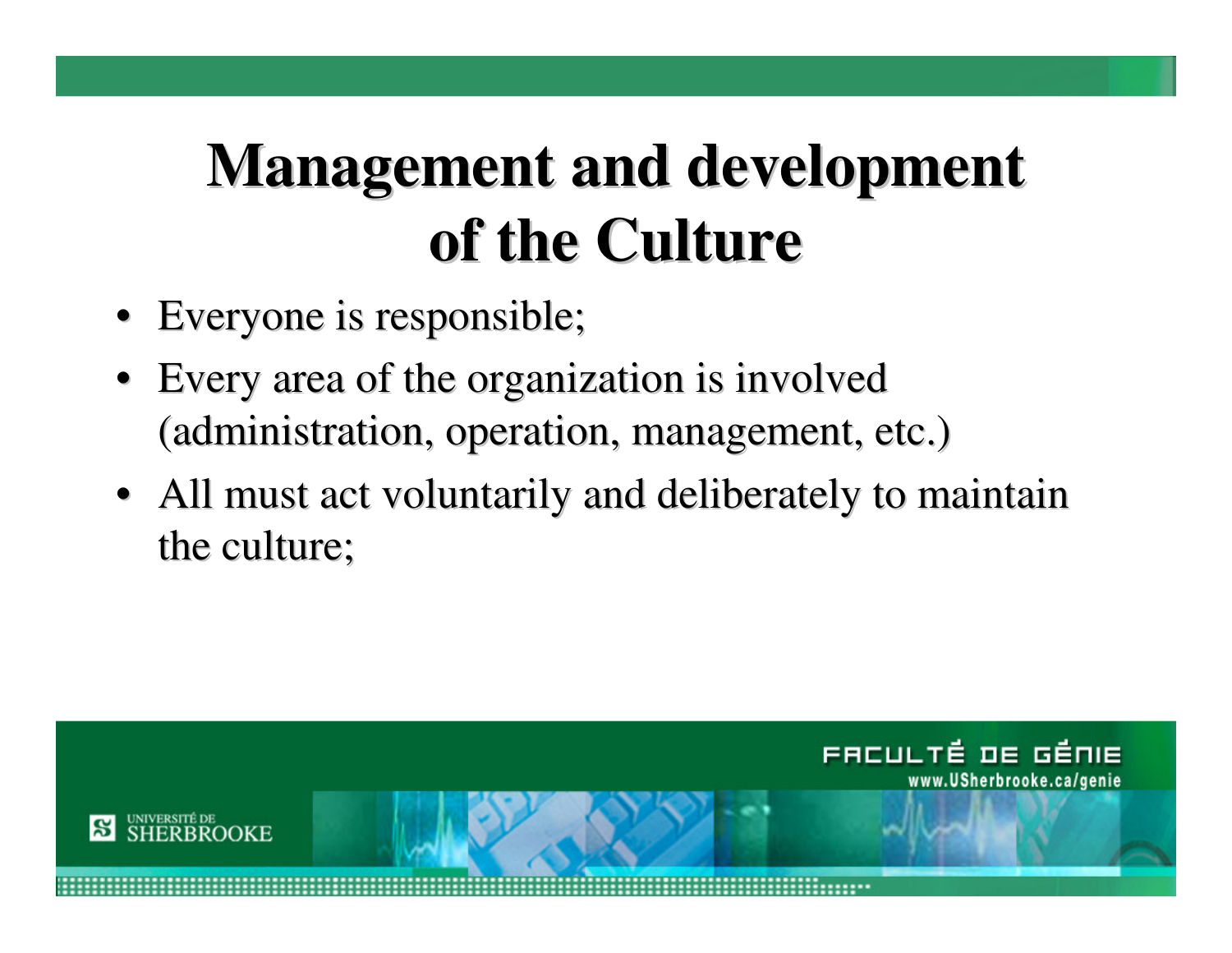# Management and development of the Culture

- Everyone is responsible;
- Every area of the organization is involved (administration, operation, management, etc.)
- All must act voluntarily and deliberately to maintain the culture;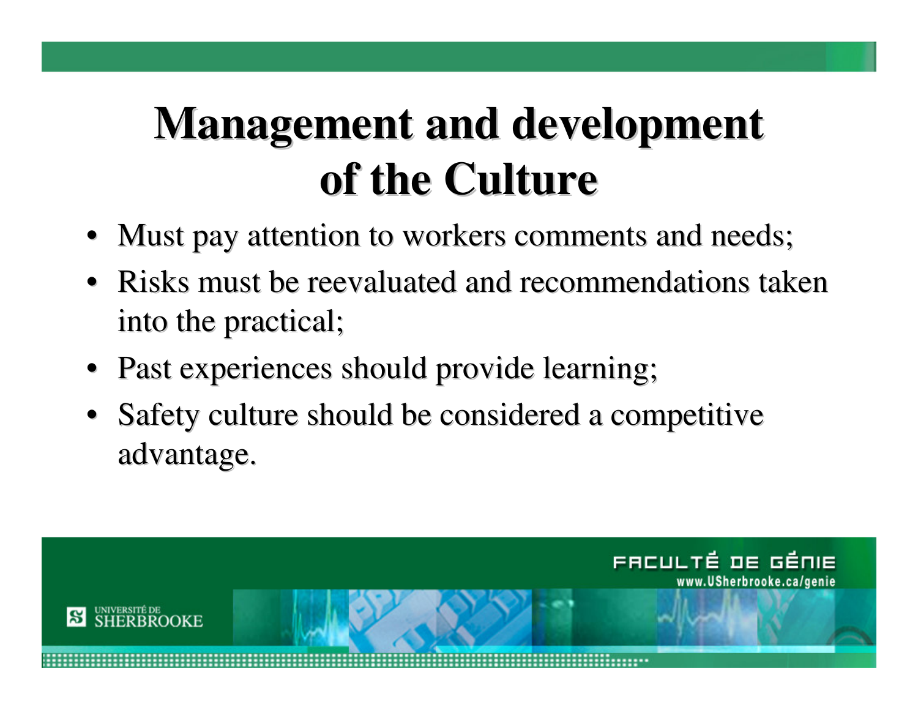# Management and development of the Culture

- Must pay attention to workers comments and needs;
- Risks must be reevaluated and recommendations taken into the practical;
- Past experiences should provide learning;
- Safety culture should be considered a competitive advantage.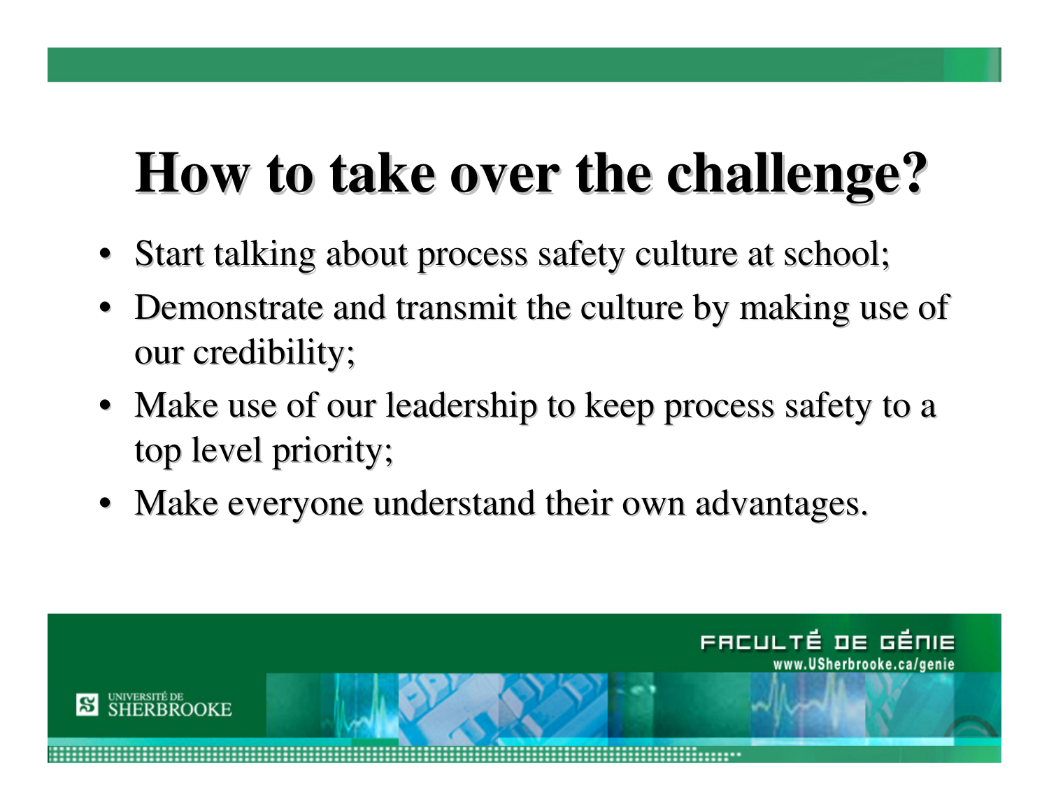# How to take over the challenge?

- Start talking about process safety culture at school;
- Demonstrate and transmit the culture by making use of our credibility;
- Make use of our leadership to keep process safety to a top level priority;
- Make everyone understand their own advantages.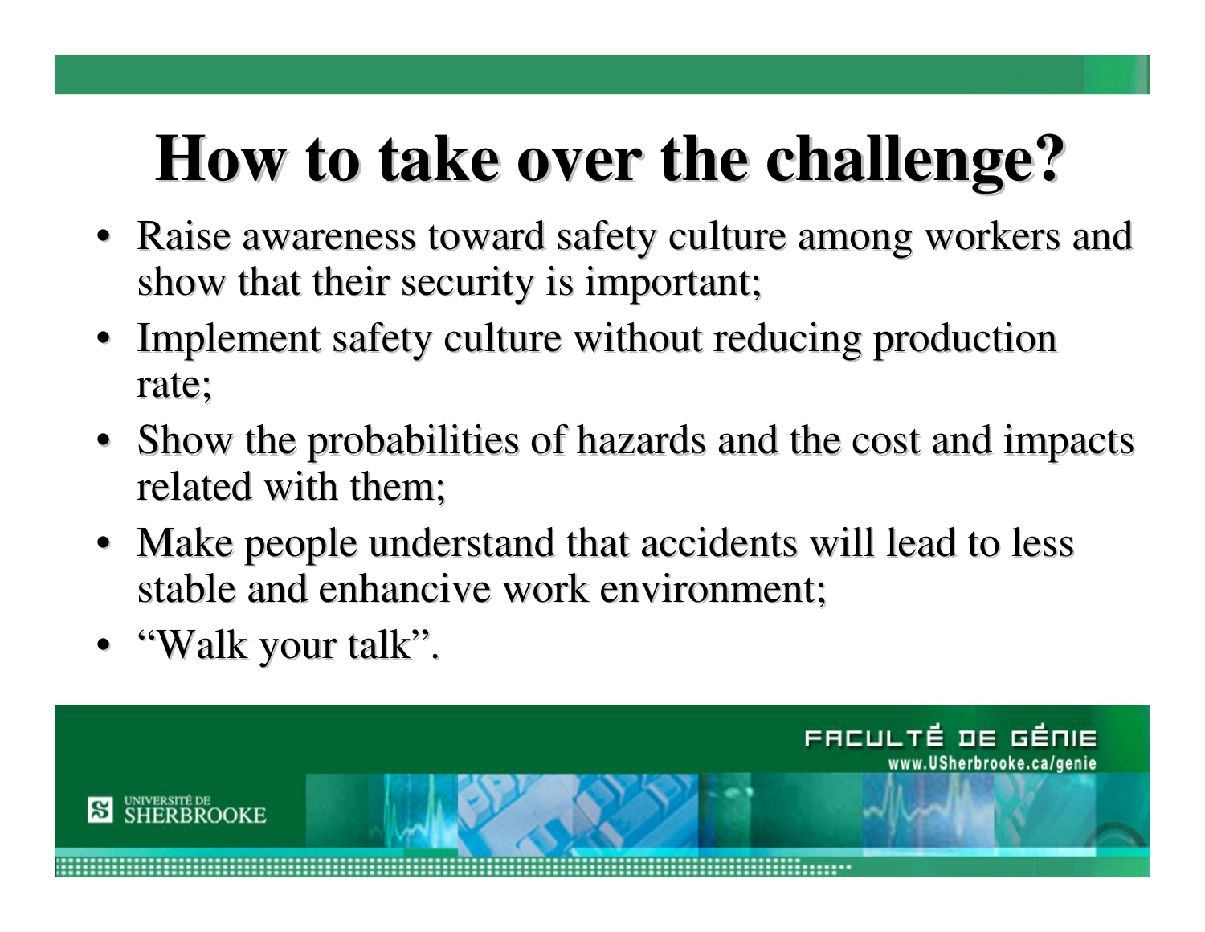# How to take over the challenge?

- Raise awareness toward safety culture among workers and show that their security is important;
- Implement safety culture without reducing production rate;
- Show the probabilities of hazards and the cost and impacts related with them;
- Make people understand that accidents will lead to less stable and enhancive work environment;
- "Walk your talk".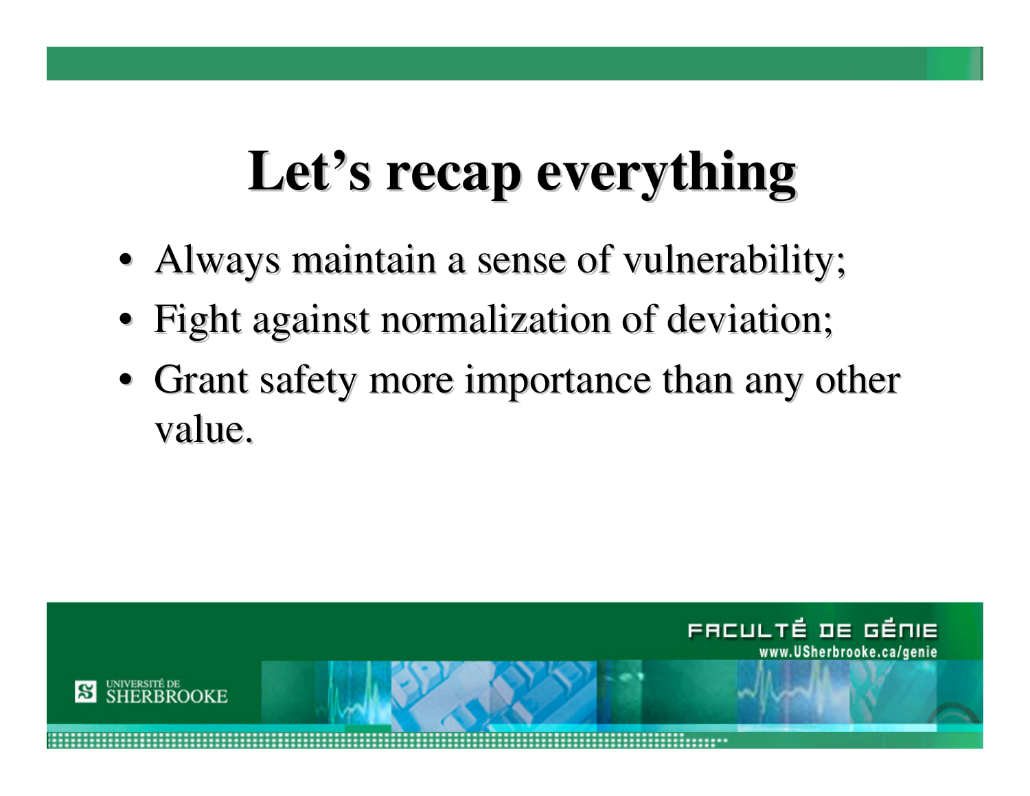# Let's recap everything

- Always maintain a sense of vulnerability;
- Fight against normalization of deviation;
- Grant safety more importance than any other value.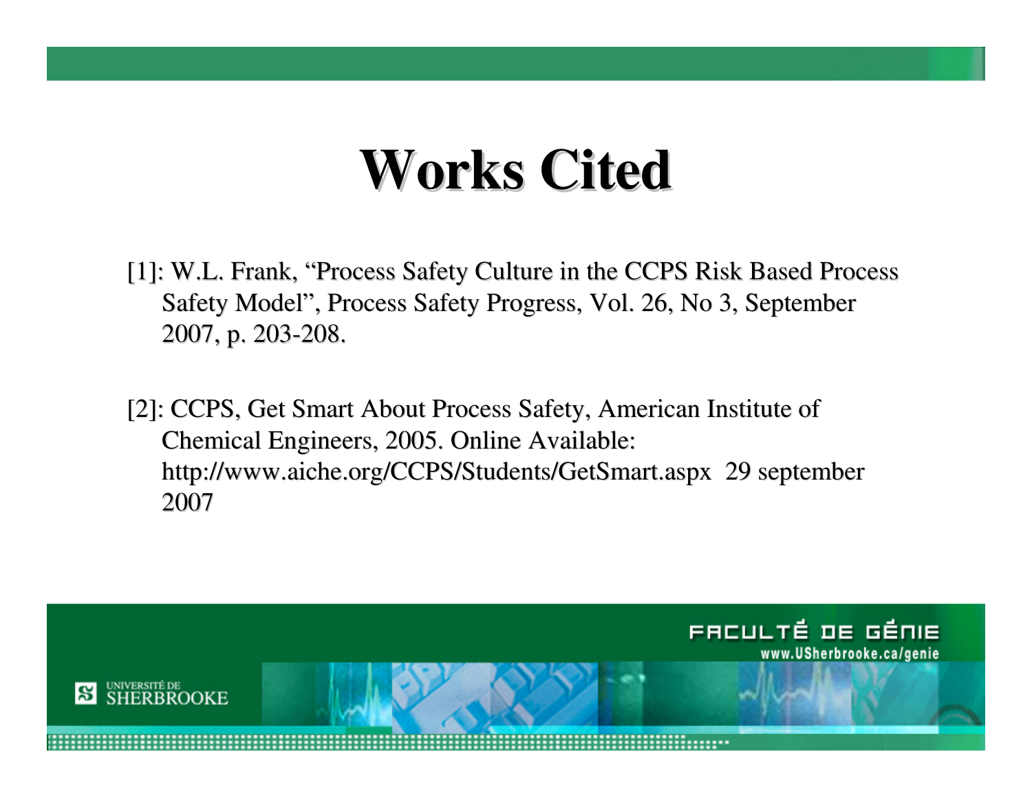# Works Cited

[1]: W.L. Frank, "Process Safety Culture in the CCPS Risk Based Process Safety Model", Process Safety Progress, Vol. 26, No 3, September 2007, p. 203-208.

[2]: CCPS, Get Smart About Process Safety, American Institute of Chemical Engineers, 2005. Online Available: http://www.aiche.org/CCPS/Students/GetSmart.aspx 29 september 2007